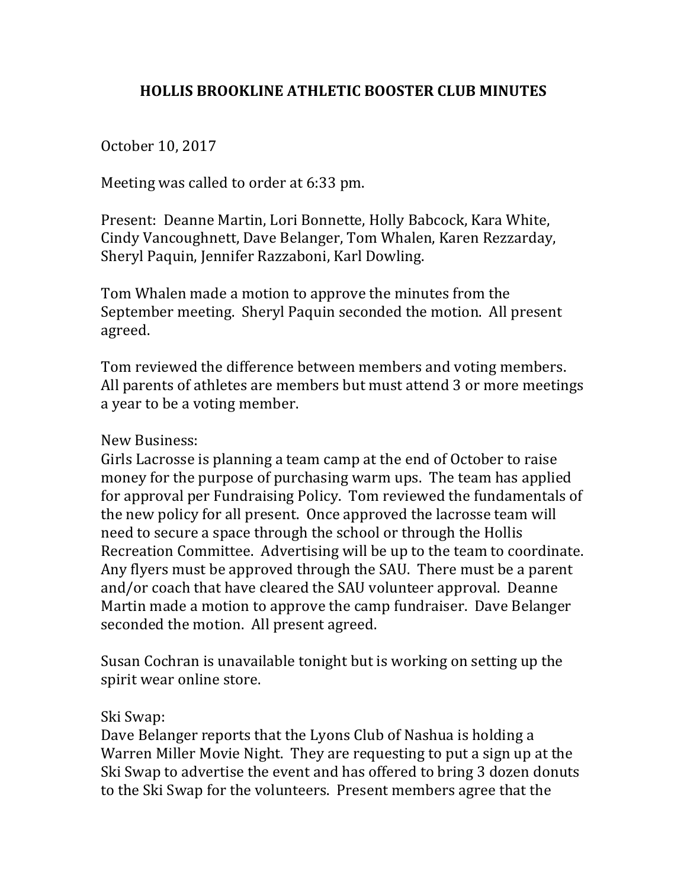# HOLLIS BROOKLINE ATHLETIC BOOSTER CLUB MINUTES

October 10, 2017

Meeting was called to order at 6:33 pm.

Present: Deanne Martin, Lori Bonnette, Holly Babcock, Kara White, Cindy Vancoughnett, Dave Belanger, Tom Whalen, Karen Rezzarday, Sheryl Paquin, Jennifer Razzaboni, Karl Dowling.

Tom Whalen made a motion to approve the minutes from the September meeting. Sheryl Paquin seconded the motion. All present agreed.

Tom reviewed the difference between members and voting members. All parents of athletes are members but must attend 3 or more meetings a year to be a voting member.

New Business:
Girls Lacrosse is planning a team camp at the end of October to raise money for the purpose of purchasing warm ups. The team has applied for approval per Fundraising Policy. Tom reviewed the fundamentals of the new policy for all present. Once approved the lacrosse team will need to secure a space through the school or through the Hollis Recreation Committee. Advertising will be up to the team to coordinate. Any flyers must be approved through the SAU. There must be a parent and/or coach that have cleared the SAU volunteer approval. Deanne Martin made a motion to approve the camp fundraiser. Dave Belanger seconded the motion. All present agreed.

Susan Cochran is unavailable tonight but is working on setting up the spirit wear online store.

Ski Swap:
Dave Belanger reports that the Lyons Club of Nashua is holding a Warren Miller Movie Night. They are requesting to put a sign up at the Ski Swap to advertise the event and has offered to bring 3 dozen donuts to the Ski Swap for the volunteers. Present members agree that the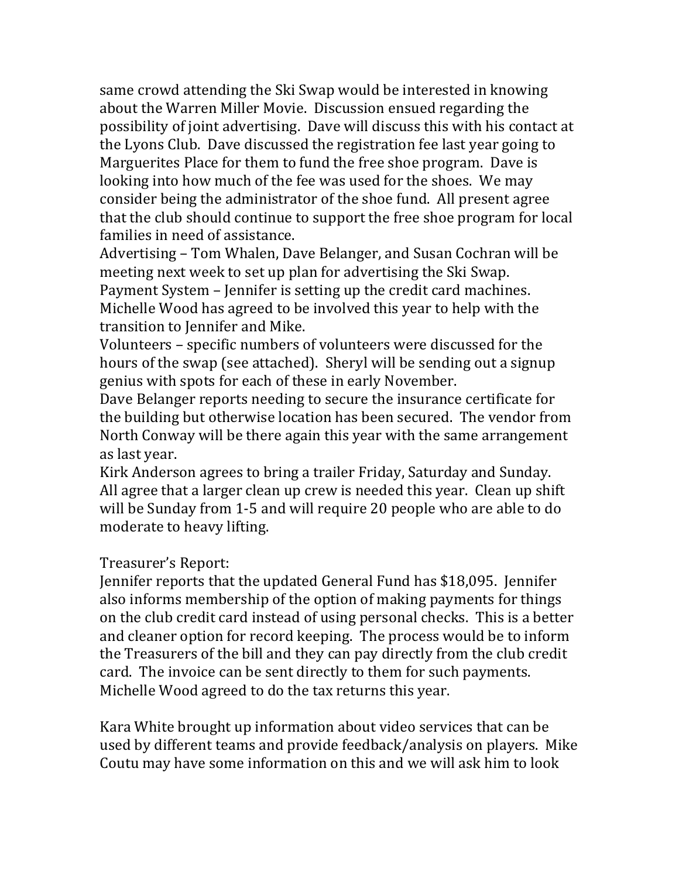same crowd attending the Ski Swap would be interested in knowing about the Warren Miller Movie. Discussion ensued regarding the possibility of joint advertising. Dave will discuss this with his contact at the Lyons Club. Dave discussed the registration fee last year going to Marguerites Place for them to fund the free shoe program. Dave is looking into how much of the fee was used for the shoes. We may consider being the administrator of the shoe fund. All present agree that the club should continue to support the free shoe program for local families in need of assistance.
Advertising – Tom Whalen, Dave Belanger, and Susan Cochran will be meeting next week to set up plan for advertising the Ski Swap.
Payment System – Jennifer is setting up the credit card machines. Michelle Wood has agreed to be involved this year to help with the transition to Jennifer and Mike.
Volunteers – specific numbers of volunteers were discussed for the hours of the swap (see attached). Sheryl will be sending out a signup genius with spots for each of these in early November.
Dave Belanger reports needing to secure the insurance certificate for the building but otherwise location has been secured. The vendor from North Conway will be there again this year with the same arrangement as last year.
Kirk Anderson agrees to bring a trailer Friday, Saturday and Sunday. All agree that a larger clean up crew is needed this year. Clean up shift will be Sunday from 1-5 and will require 20 people who are able to do moderate to heavy lifting.

Treasurer's Report:
Jennifer reports that the updated General Fund has $18,095. Jennifer also informs membership of the option of making payments for things on the club credit card instead of using personal checks. This is a better and cleaner option for record keeping. The process would be to inform the Treasurers of the bill and they can pay directly from the club credit card. The invoice can be sent directly to them for such payments. Michelle Wood agreed to do the tax returns this year.

Kara White brought up information about video services that can be used by different teams and provide feedback/analysis on players. Mike Coutu may have some information on this and we will ask him to look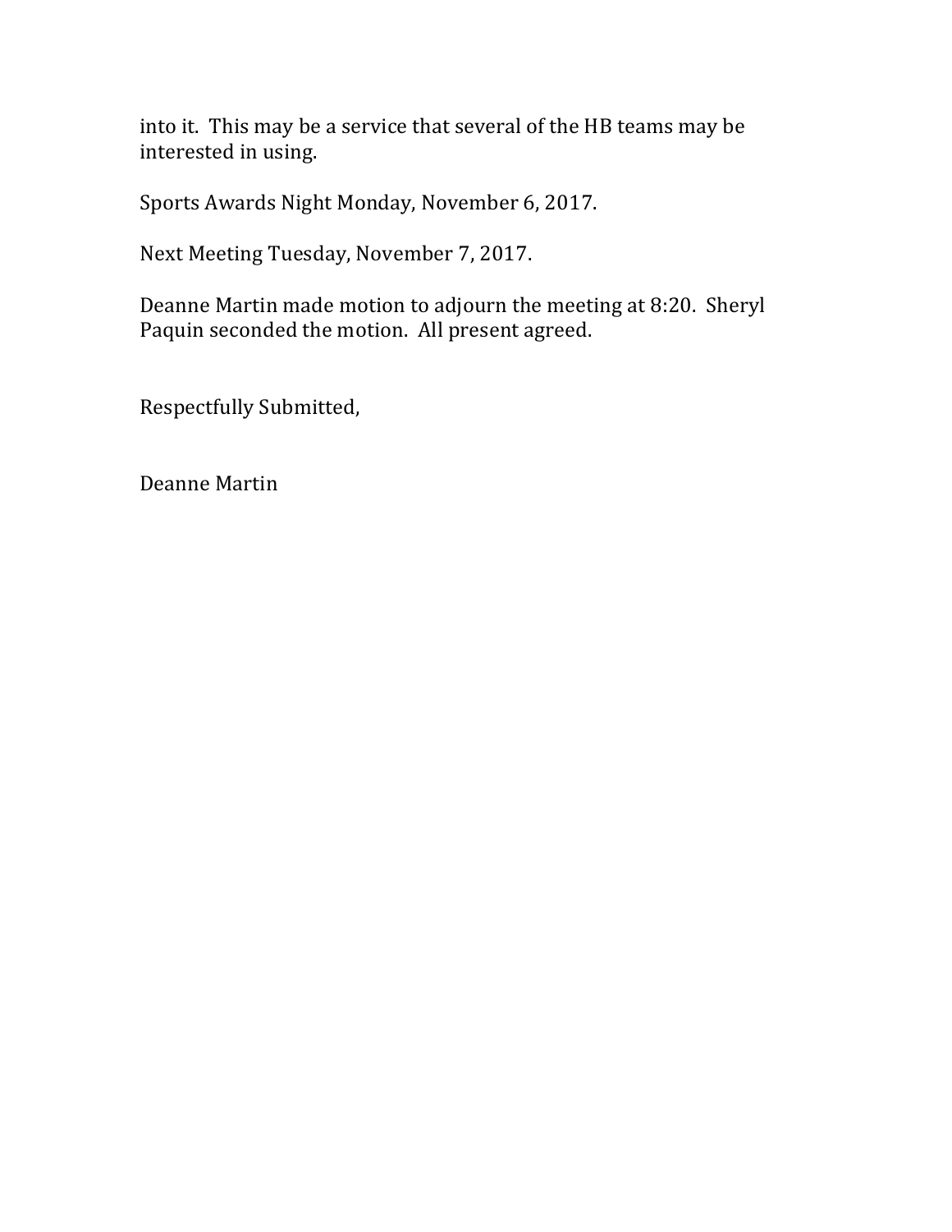into it. This may be a service that several of the HB teams may be interested in using.

Sports Awards Night Monday, November 6, 2017.

Next Meeting Tuesday, November 7, 2017.

Deanne Martin made motion to adjourn the meeting at 8:20. Sheryl Paquin seconded the motion. All present agreed.

Respectfully Submitted,

Deanne Martin